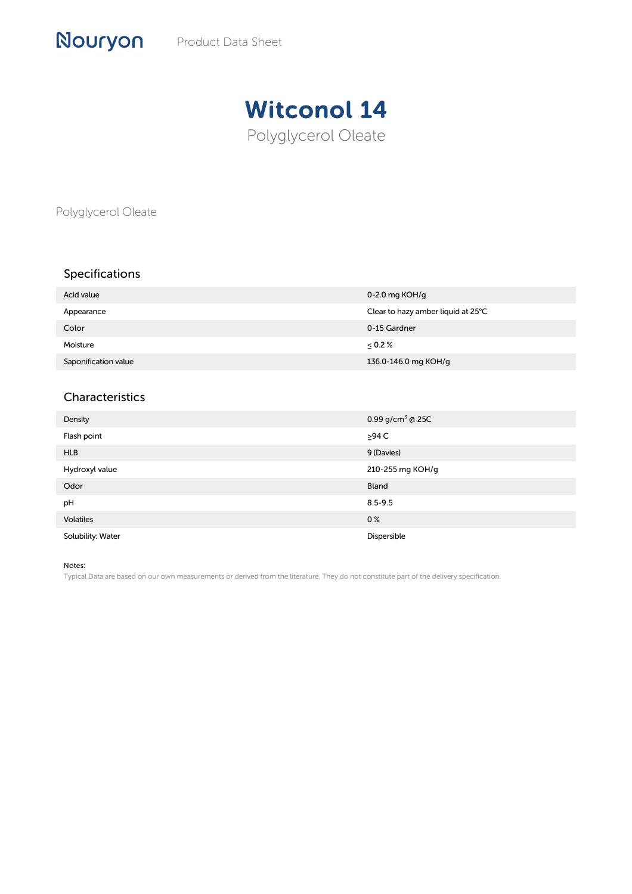Nouryon Product Data Sheet

# Witconol 14

Polyglycerol Oleate

Polyglycerol Oleate

## Specifications

| | |
|---|---|
| Acid value | 0-2.0 mg KOH/g |
| Appearance | Clear to hazy amber liquid at 25°C |
| Color | 0-15 Gardner |
| Moisture | ≤ 0.2 % |
| Saponification value | 136.0-146.0 mg KOH/g |

## Characteristics

| | |
|---|---|
| Density | 0.99 g/cm$^3$ @ 25C |
| Flash point | ≥94 C |
| HLB | 9 (Davies) |
| Hydroxyl value | 210-255 mg KOH/g |
| Odor | Bland |
| pH | 8.5-9.5 |
| Volatiles | 0 % |
| Solubility: Water | Dispersible |

Notes:
Typical Data are based on our own measurements or derived from the literature. They do not constitute part of the delivery specification.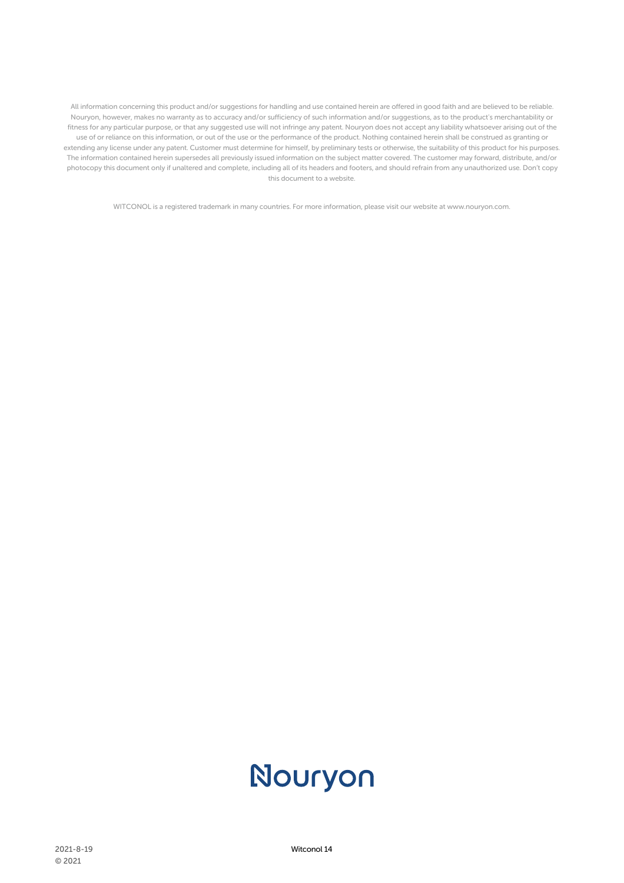All information concerning this product and/or suggestions for handling and use contained herein are offered in good faith and are believed to be reliable. Nouryon, however, makes no warranty as to accuracy and/or sufficiency of such information and/or suggestions, as to the product's merchantability or fitness for any particular purpose, or that any suggested use will not infringe any patent. Nouryon does not accept any liability whatsoever arising out of the use of or reliance on this information, or out of the use or the performance of the product. Nothing contained herein shall be construed as granting or extending any license under any patent. Customer must determine for himself, by preliminary tests or otherwise, the suitability of this product for his purposes. The information contained herein supersedes all previously issued information on the subject matter covered. The customer may forward, distribute, and/or photocopy this document only if unaltered and complete, including all of its headers and footers, and should refrain from any unauthorized use. Don't copy this document to a website.

WITCONOL is a registered trademark in many countries. For more information, please visit our website at www.nouryon.com.

Nouryon

2021-8-19
© 2021